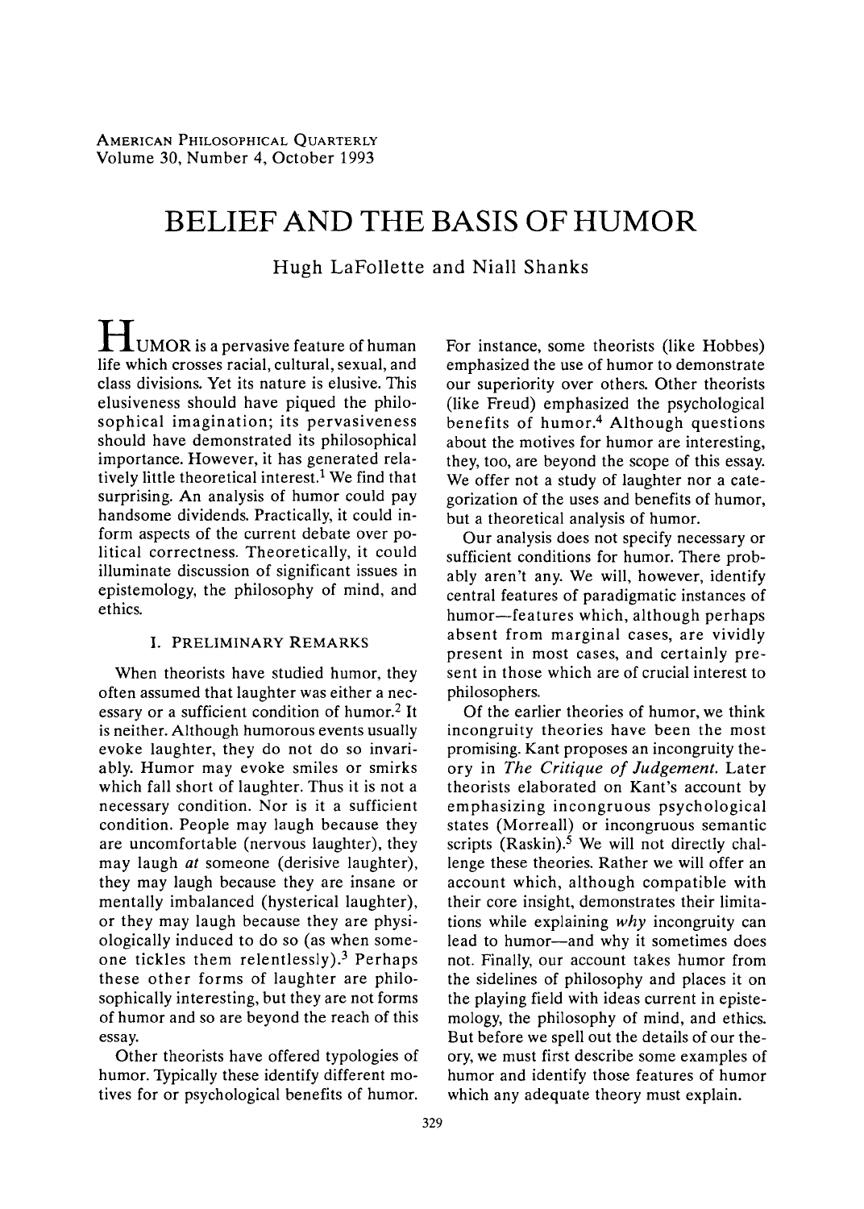# BELIEF AND THE BASIS OF HUMOR

Hugh LaFollette and Niall Shanks

HUMOR is a pervasive feature of human life which crosses racial, cultural, sexual, and class divisions. Yet its nature is elusive. This elusiveness should have piqued the philosophical imagination; its pervasiveness should have demonstrated its philosophical importance. However, it has generated relatively little theoretical interest.[1] We find that surprising. An analysis of humor could pay handsome dividends. Practically, it could inform aspects of the current debate over political correctness. Theoretically, it could illuminate discussion of significant issues in epistemology, the philosophy of mind, and ethics.

## I. Preliminary Remarks

When theorists have studied humor, they often assumed that laughter was either a necessary or a sufficient condition of humor.[2] It is neither. Although humorous events usually evoke laughter, they do not do so invariably. Humor may evoke smiles or smirks which fall short of laughter. Thus it is not a necessary condition. Nor is it a sufficient condition. People may laugh because they are uncomfortable (nervous laughter), they may laugh *at* someone (derisive laughter), they may laugh because they are insane or mentally imbalanced (hysterical laughter), or they may laugh because they are physiologically induced to do so (as when someone tickles them relentlessly).[3] Perhaps these other forms of laughter are philosophically interesting, but they are not forms of humor and so are beyond the reach of this essay.

Other theorists have offered typologies of humor. Typically these identify different motives for or psychological benefits of humor. For instance, some theorists (like Hobbes) emphasized the use of humor to demonstrate our superiority over others. Other theorists (like Freud) emphasized the psychological benefits of humor.[4] Although questions about the motives for humor are interesting, they, too, are beyond the scope of this essay. We offer not a study of laughter nor a categorization of the uses and benefits of humor, but a theoretical analysis of humor.

Our analysis does not specify necessary or sufficient conditions for humor. There probably aren't any. We will, however, identify central features of paradigmatic instances of humor—features which, although perhaps absent from marginal cases, are vividly present in most cases, and certainly present in those which are of crucial interest to philosophers.

Of the earlier theories of humor, we think incongruity theories have been the most promising. Kant proposes an incongruity theory in *The Critique of Judgement.* Later theorists elaborated on Kant's account by emphasizing incongruous psychological states (Morreall) or incongruous semantic scripts (Raskin).[5] We will not directly challenge these theories. Rather we will offer an account which, although compatible with their core insight, demonstrates their limitations while explaining *why* incongruity can lead to humor—and why it sometimes does not. Finally, our account takes humor from the sidelines of philosophy and places it on the playing field with ideas current in epistemology, the philosophy of mind, and ethics. But before we spell out the details of our theory, we must first describe some examples of humor and identify those features of humor which any adequate theory must explain.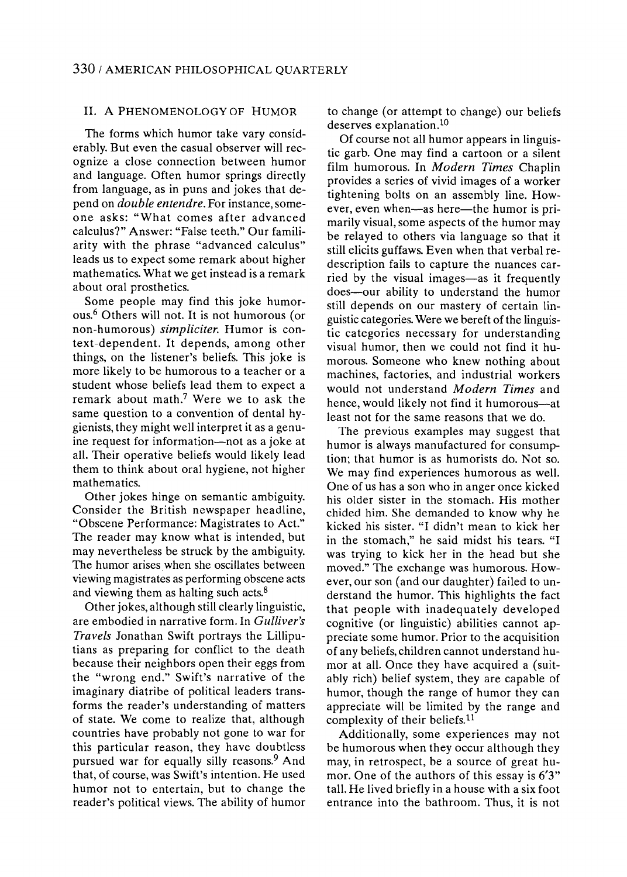## II. A Phenomenology of Humor

The forms which humor take vary considerably. But even the casual observer will recognize a close connection between humor and language. Often humor springs directly from language, as in puns and jokes that depend on *double entendre*. For instance, someone asks: "What comes after advanced calculus?" Answer: "False teeth." Our familiarity with the phrase "advanced calculus" leads us to expect some remark about higher mathematics. What we get instead is a remark about oral prosthetics.

Some people may find this joke humorous.[6] Others will not. It is not humorous (or non-humorous) *simpliciter*. Humor is context-dependent. It depends, among other things, on the listener's beliefs. This joke is more likely to be humorous to a teacher or a student whose beliefs lead them to expect a remark about math.[7] Were we to ask the same question to a convention of dental hygienists, they might well interpret it as a genuine request for information—not as a joke at all. Their operative beliefs would likely lead them to think about oral hygiene, not higher mathematics.

Other jokes hinge on semantic ambiguity. Consider the British newspaper headline, "Obscene Performance: Magistrates to Act." The reader may know what is intended, but may nevertheless be struck by the ambiguity. The humor arises when she oscillates between viewing magistrates as performing obscene acts and viewing them as halting such acts.[8]

Other jokes, although still clearly linguistic, are embodied in narrative form. In *Gulliver's Travels* Jonathan Swift portrays the Lilliputians as preparing for conflict to the death because their neighbors open their eggs from the "wrong end." Swift's narrative of the imaginary diatribe of political leaders transforms the reader's understanding of matters of state. We come to realize that, although countries have probably not gone to war for this particular reason, they have doubtless pursued war for equally silly reasons.[9] And that, of course, was Swift's intention. He used humor not to entertain, but to change the reader's political views. The ability of humor to change (or attempt to change) our beliefs deserves explanation.[10]

Of course not all humor appears in linguistic garb. One may find a cartoon or a silent film humorous. In *Modern Times* Chaplin provides a series of vivid images of a worker tightening bolts on an assembly line. However, even when—as here—the humor is primarily visual, some aspects of the humor may be relayed to others via language so that it still elicits guffaws. Even when that verbal redescription fails to capture the nuances carried by the visual images—as it frequently does—our ability to understand the humor still depends on our mastery of certain linguistic categories. Were we bereft of the linguistic categories necessary for understanding visual humor, then we could not find it humorous. Someone who knew nothing about machines, factories, and industrial workers would not understand *Modern Times* and hence, would likely not find it humorous—at least not for the same reasons that we do.

The previous examples may suggest that humor is always manufactured for consumption; that humor is as humorists do. Not so. We may find experiences humorous as well. One of us has a son who in anger once kicked his older sister in the stomach. His mother chided him. She demanded to know why he kicked his sister. "I didn't mean to kick her in the stomach," he said midst his tears. "I was trying to kick her in the head but she moved." The exchange was humorous. However, our son (and our daughter) failed to understand the humor. This highlights the fact that people with inadequately developed cognitive (or linguistic) abilities cannot appreciate some humor. Prior to the acquisition of any beliefs, children cannot understand humor at all. Once they have acquired a (suitably rich) belief system, they are capable of humor, though the range of humor they can appreciate will be limited by the range and complexity of their beliefs.[11]

Additionally, some experiences may not be humorous when they occur although they may, in retrospect, be a source of great humor. One of the authors of this essay is 6'3" tall. He lived briefly in a house with a six foot entrance into the bathroom. Thus, it is not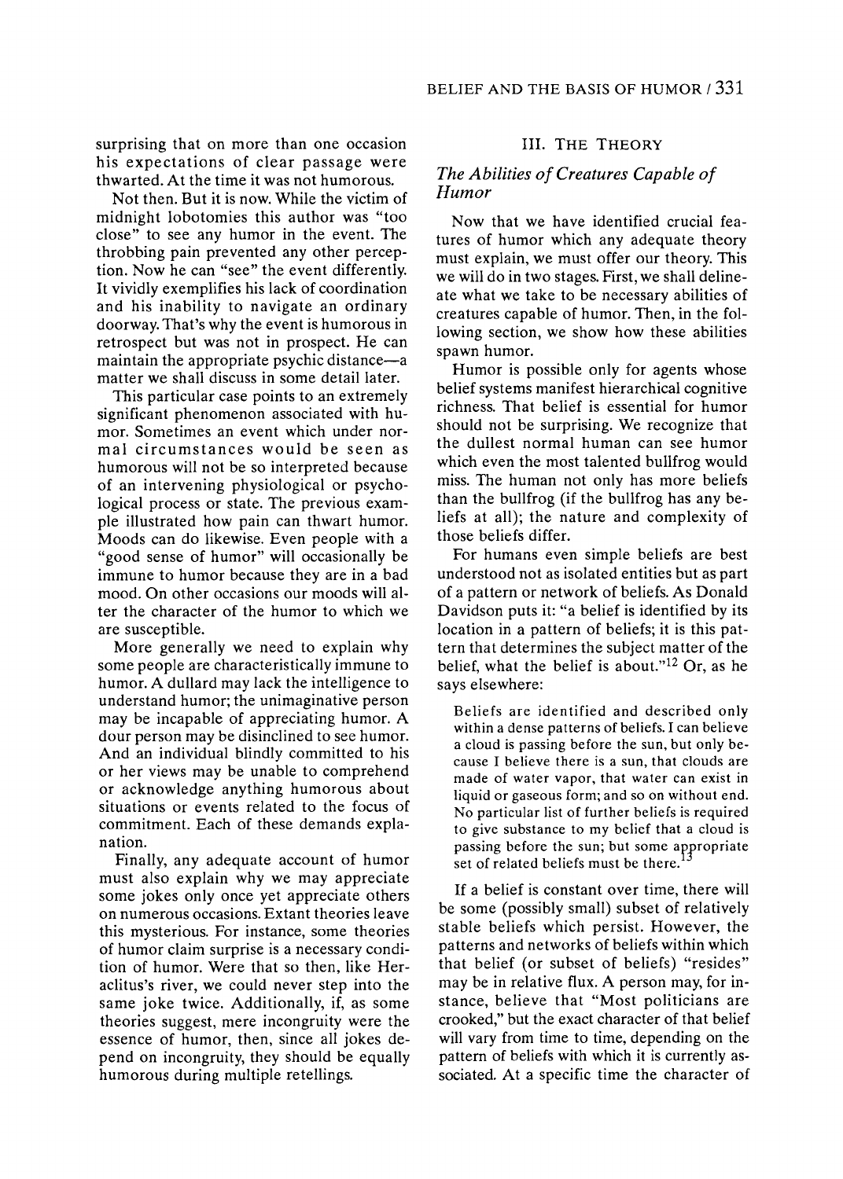surprising that on more than one occasion his expectations of clear passage were thwarted. At the time it was not humorous.

Not then. But it is now. While the victim of midnight lobotomies this author was "too close" to see any humor in the event. The throbbing pain prevented any other perception. Now he can "see" the event differently. It vividly exemplifies his lack of coordination and his inability to navigate an ordinary doorway. That's why the event is humorous in retrospect but was not in prospect. He can maintain the appropriate psychic distance—a matter we shall discuss in some detail later.

This particular case points to an extremely significant phenomenon associated with humor. Sometimes an event which under normal circumstances would be seen as humorous will not be so interpreted because of an intervening physiological or psychological process or state. The previous example illustrated how pain can thwart humor. Moods can do likewise. Even people with a "good sense of humor" will occasionally be immune to humor because they are in a bad mood. On other occasions our moods will alter the character of the humor to which we are susceptible.

More generally we need to explain why some people are characteristically immune to humor. A dullard may lack the intelligence to understand humor; the unimaginative person may be incapable of appreciating humor. A dour person may be disinclined to see humor. And an individual blindly committed to his or her views may be unable to comprehend or acknowledge anything humorous about situations or events related to the focus of commitment. Each of these demands explanation.

Finally, any adequate account of humor must also explain why we may appreciate some jokes only once yet appreciate others on numerous occasions. Extant theories leave this mysterious. For instance, some theories of humor claim surprise is a necessary condition of humor. Were that so then, like Heraclitus's river, we could never step into the same joke twice. Additionally, if, as some theories suggest, mere incongruity were the essence of humor, then, since all jokes depend on incongruity, they should be equally humorous during multiple retellings.

## III. The Theory

### *The Abilities of Creatures Capable of Humor*

Now that we have identified crucial features of humor which any adequate theory must explain, we must offer our theory. This we will do in two stages. First, we shall delineate what we take to be necessary abilities of creatures capable of humor. Then, in the following section, we show how these abilities spawn humor.

Humor is possible only for agents whose belief systems manifest hierarchical cognitive richness. That belief is essential for humor should not be surprising. We recognize that the dullest normal human can see humor which even the most talented bullfrog would miss. The human not only has more beliefs than the bullfrog (if the bullfrog has any beliefs at all); the nature and complexity of those beliefs differ.

For humans even simple beliefs are best understood not as isolated entities but as part of a pattern or network of beliefs. As Donald Davidson puts it: "a belief is identified by its location in a pattern of beliefs; it is this pattern that determines the subject matter of the belief, what the belief is about."[12] Or, as he says elsewhere:

> Beliefs are identified and described only within a dense patterns of beliefs. I can believe a cloud is passing before the sun, but only because I believe there is a sun, that clouds are made of water vapor, that water can exist in liquid or gaseous form; and so on without end. No particular list of further beliefs is required to give substance to my belief that a cloud is passing before the sun; but some appropriate set of related beliefs must be there.[13]

If a belief is constant over time, there will be some (possibly small) subset of relatively stable beliefs which persist. However, the patterns and networks of beliefs within which that belief (or subset of beliefs) "resides" may be in relative flux. A person may, for instance, believe that "Most politicians are crooked," but the exact character of that belief will vary from time to time, depending on the pattern of beliefs with which it is currently associated. At a specific time the character of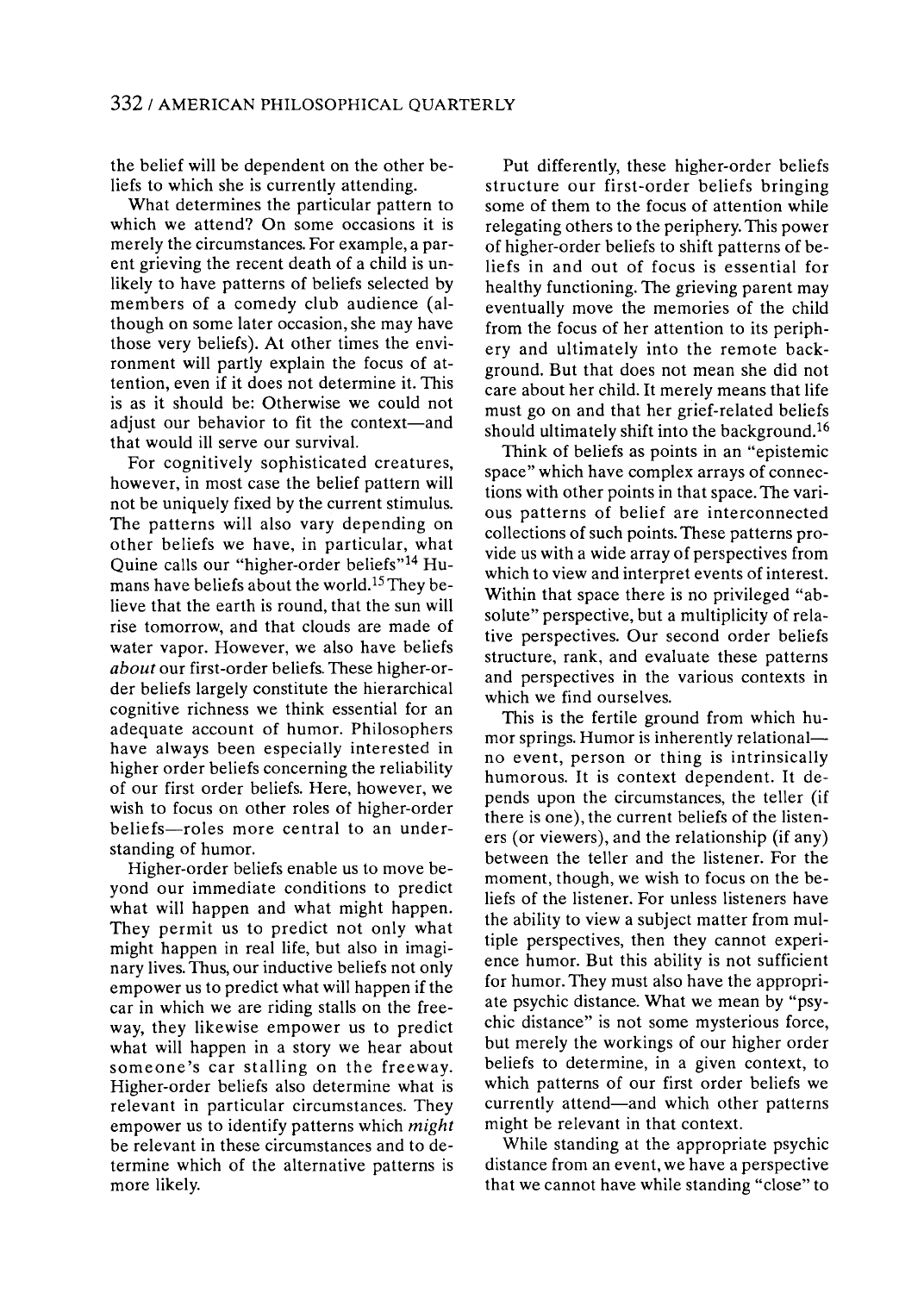the belief will be dependent on the other beliefs to which she is currently attending.

What determines the particular pattern to which we attend? On some occasions it is merely the circumstances. For example, a parent grieving the recent death of a child is unlikely to have patterns of beliefs selected by members of a comedy club audience (although on some later occasion, she may have those very beliefs). At other times the environment will partly explain the focus of attention, even if it does not determine it. This is as it should be: Otherwise we could not adjust our behavior to fit the context—and that would ill serve our survival.

For cognitively sophisticated creatures, however, in most case the belief pattern will not be uniquely fixed by the current stimulus. The patterns will also vary depending on other beliefs we have, in particular, what Quine calls our "higher-order beliefs"[14] Humans have beliefs about the world.[15] They believe that the earth is round, that the sun will rise tomorrow, and that clouds are made of water vapor. However, we also have beliefs *about* our first-order beliefs. These higher-order beliefs largely constitute the hierarchical cognitive richness we think essential for an adequate account of humor. Philosophers have always been especially interested in higher order beliefs concerning the reliability of our first order beliefs. Here, however, we wish to focus on other roles of higher-order beliefs—roles more central to an understanding of humor.

Higher-order beliefs enable us to move beyond our immediate conditions to predict what will happen and what might happen. They permit us to predict not only what might happen in real life, but also in imaginary lives. Thus, our inductive beliefs not only empower us to predict what will happen if the car in which we are riding stalls on the freeway, they likewise empower us to predict what will happen in a story we hear about someone's car stalling on the freeway. Higher-order beliefs also determine what is relevant in particular circumstances. They empower us to identify patterns which *might* be relevant in these circumstances and to determine which of the alternative patterns is more likely.

Put differently, these higher-order beliefs structure our first-order beliefs bringing some of them to the focus of attention while relegating others to the periphery. This power of higher-order beliefs to shift patterns of beliefs in and out of focus is essential for healthy functioning. The grieving parent may eventually move the memories of the child from the focus of her attention to its periphery and ultimately into the remote background. But that does not mean she did not care about her child. It merely means that life must go on and that her grief-related beliefs should ultimately shift into the background.[16]

Think of beliefs as points in an "epistemic space" which have complex arrays of connections with other points in that space. The various patterns of belief are interconnected collections of such points. These patterns provide us with a wide array of perspectives from which to view and interpret events of interest. Within that space there is no privileged "absolute" perspective, but a multiplicity of relative perspectives. Our second order beliefs structure, rank, and evaluate these patterns and perspectives in the various contexts in which we find ourselves.

This is the fertile ground from which humor springs. Humor is inherently relational—no event, person or thing is intrinsically humorous. It is context dependent. It depends upon the circumstances, the teller (if there is one), the current beliefs of the listeners (or viewers), and the relationship (if any) between the teller and the listener. For the moment, though, we wish to focus on the beliefs of the listener. For unless listeners have the ability to view a subject matter from multiple perspectives, then they cannot experience humor. But this ability is not sufficient for humor. They must also have the appropriate psychic distance. What we mean by "psychic distance" is not some mysterious force, but merely the workings of our higher order beliefs to determine, in a given context, to which patterns of our first order beliefs we currently attend—and which other patterns might be relevant in that context.

While standing at the appropriate psychic distance from an event, we have a perspective that we cannot have while standing "close" to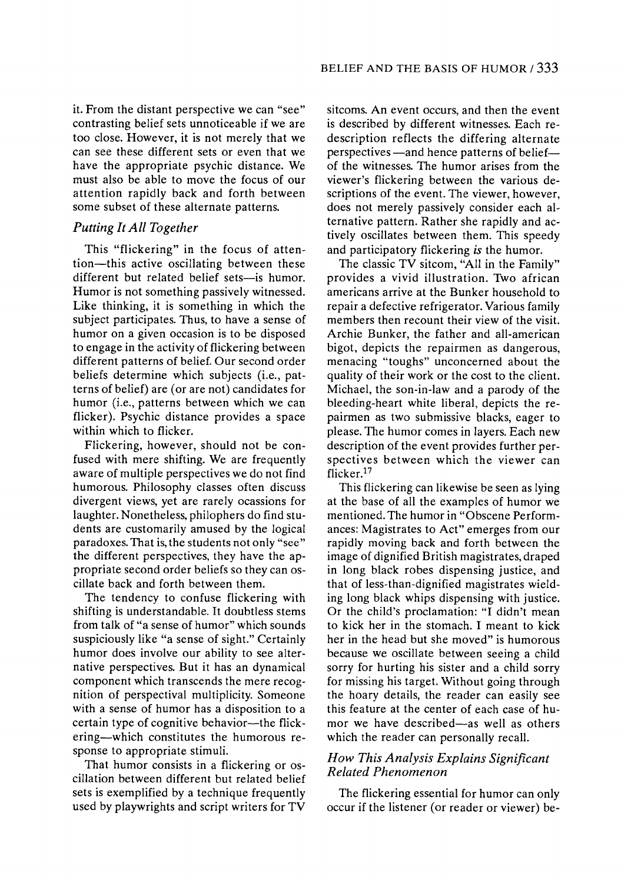it. From the distant perspective we can "see" contrasting belief sets unnoticeable if we are too close. However, it is not merely that we can see these different sets or even that we have the appropriate psychic distance. We must also be able to move the focus of our attention rapidly back and forth between some subset of these alternate patterns.

### *Putting It All Together*

This "flickering" in the focus of attention—this active oscillating between these different but related belief sets—is humor. Humor is not something passively witnessed. Like thinking, it is something in which the subject participates. Thus, to have a sense of humor on a given occasion is to be disposed to engage in the activity of flickering between different patterns of belief. Our second order beliefs determine which subjects (i.e., patterns of belief) are (or are not) candidates for humor (i.e., patterns between which we can flicker). Psychic distance provides a space within which to flicker.

Flickering, however, should not be confused with mere shifting. We are frequently aware of multiple perspectives we do not find humorous. Philosophy classes often discuss divergent views, yet are rarely ocassions for laughter. Nonetheless, philophers do find students are customarily amused by the logical paradoxes. That is, the students not only "see" the different perspectives, they have the appropriate second order beliefs so they can oscillate back and forth between them.

The tendency to confuse flickering with shifting is understandable. It doubtless stems from talk of "a sense of humor" which sounds suspiciously like "a sense of sight." Certainly humor does involve our ability to see alternative perspectives. But it has an dynamical component which transcends the mere recognition of perspectival multiplicity. Someone with a sense of humor has a disposition to a certain type of cognitive behavior—the flickering—which constitutes the humorous response to appropriate stimuli.

That humor consists in a flickering or oscillation between different but related belief sets is exemplified by a technique frequently used by playwrights and script writers for TV sitcoms. An event occurs, and then the event is described by different witnesses. Each redescription reflects the differing alternate perspectives—and hence patterns of belief—of the witnesses. The humor arises from the viewer's flickering between the various descriptions of the event. The viewer, however, does not merely passively consider each alternative pattern. Rather she rapidly and actively oscillates between them. This speedy and participatory flickering *is* the humor.

The classic TV sitcom, "All in the Family" provides a vivid illustration. Two african americans arrive at the Bunker household to repair a defective refrigerator. Various family members then recount their view of the visit. Archie Bunker, the father and all-american bigot, depicts the repairmen as dangerous, menacing "toughs" unconcerned about the quality of their work or the cost to the client. Michael, the son-in-law and a parody of the bleeding-heart white liberal, depicts the repairmen as two submissive blacks, eager to please. The humor comes in layers. Each new description of the event provides further perspectives between which the viewer can flicker.[17]

This flickering can likewise be seen as lying at the base of all the examples of humor we mentioned. The humor in "Obscene Performances: Magistrates to Act" emerges from our rapidly moving back and forth between the image of dignified British magistrates, draped in long black robes dispensing justice, and that of less-than-dignified magistrates wielding long black whips dispensing with justice. Or the child's proclamation: "I didn't mean to kick her in the stomach. I meant to kick her in the head but she moved" is humorous because we oscillate between seeing a child sorry for hurting his sister and a child sorry for missing his target. Without going through the hoary details, the reader can easily see this feature at the center of each case of humor we have described—as well as others which the reader can personally recall.

### *How This Analysis Explains Significant Related Phenomenon*

The flickering essential for humor can only occur if the listener (or reader or viewer) be-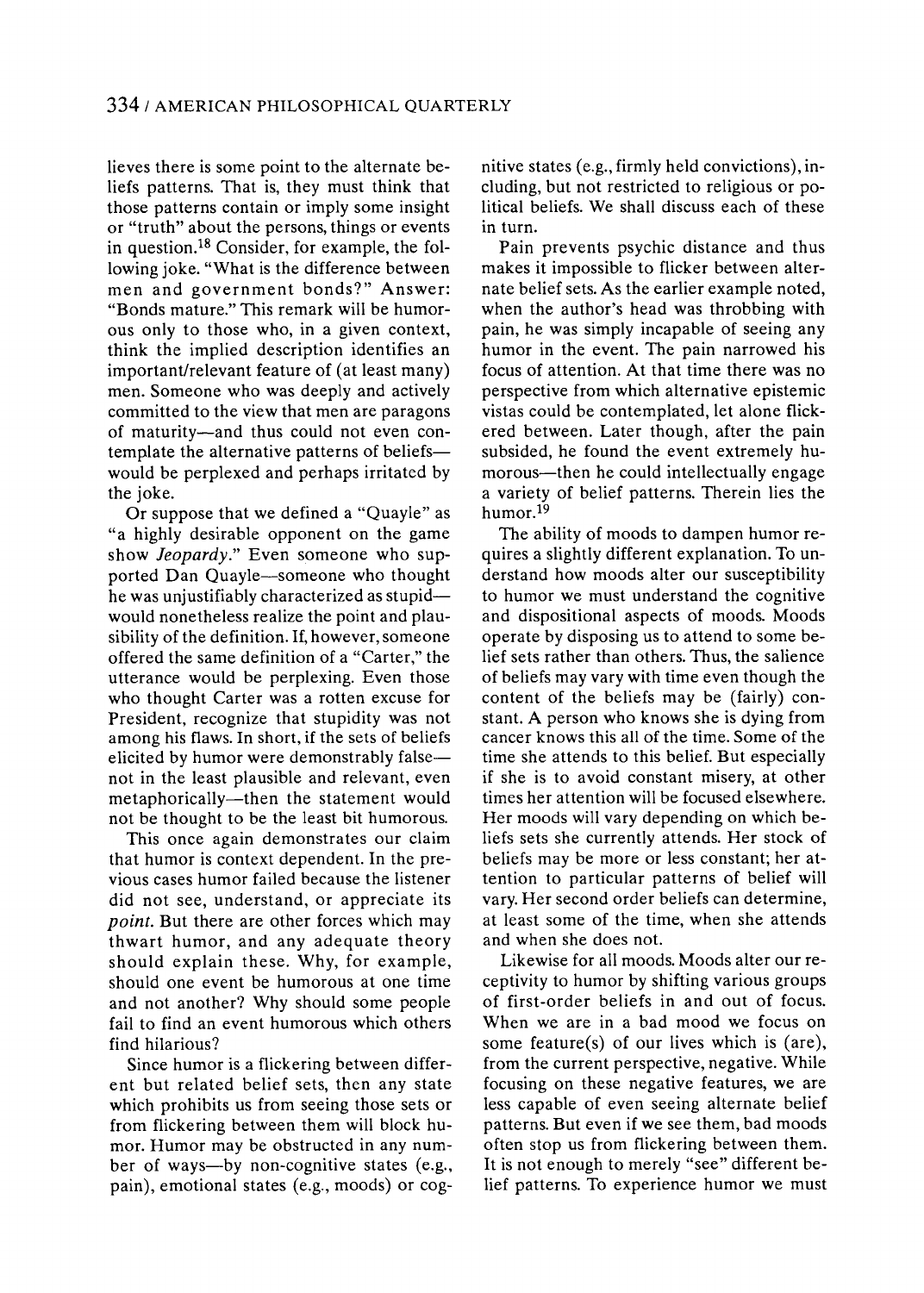lieves there is some point to the alternate beliefs patterns. That is, they must think that those patterns contain or imply some insight or "truth" about the persons, things or events in question.[18] Consider, for example, the following joke. "What is the difference between men and government bonds?" Answer: "Bonds mature." This remark will be humorous only to those who, in a given context, think the implied description identifies an important/relevant feature of (at least many) men. Someone who was deeply and actively committed to the view that men are paragons of maturity—and thus could not even contemplate the alternative patterns of beliefs—would be perplexed and perhaps irritated by the joke.

Or suppose that we defined a "Quayle" as "a highly desirable opponent on the game show *Jeopardy*." Even someone who supported Dan Quayle—someone who thought he was unjustifiably characterized as stupid—would nonetheless realize the point and plausibility of the definition. If, however, someone offered the same definition of a "Carter," the utterance would be perplexing. Even those who thought Carter was a rotten excuse for President, recognize that stupidity was not among his flaws. In short, if the sets of beliefs elicited by humor were demonstrably false—not in the least plausible and relevant, even metaphorically—then the statement would not be thought to be the least bit humorous.

This once again demonstrates our claim that humor is context dependent. In the previous cases humor failed because the listener did not see, understand, or appreciate its *point*. But there are other forces which may thwart humor, and any adequate theory should explain these. Why, for example, should one event be humorous at one time and not another? Why should some people fail to find an event humorous which others find hilarious?

Since humor is a flickering between different but related belief sets, then any state which prohibits us from seeing those sets or from flickering between them will block humor. Humor may be obstructed in any number of ways—by non-cognitive states (e.g., pain), emotional states (e.g., moods) or cognitive states (e.g., firmly held convictions), including, but not restricted to religious or political beliefs. We shall discuss each of these in turn.

Pain prevents psychic distance and thus makes it impossible to flicker between alternate belief sets. As the earlier example noted, when the author's head was throbbing with pain, he was simply incapable of seeing any humor in the event. The pain narrowed his focus of attention. At that time there was no perspective from which alternative epistemic vistas could be contemplated, let alone flickered between. Later though, after the pain subsided, he found the event extremely humorous—then he could intellectually engage a variety of belief patterns. Therein lies the humor.[19]

The ability of moods to dampen humor requires a slightly different explanation. To understand how moods alter our susceptibility to humor we must understand the cognitive and dispositional aspects of moods. Moods operate by disposing us to attend to some belief sets rather than others. Thus, the salience of beliefs may vary with time even though the content of the beliefs may be (fairly) constant. A person who knows she is dying from cancer knows this all of the time. Some of the time she attends to this belief. But especially if she is to avoid constant misery, at other times her attention will be focused elsewhere. Her moods will vary depending on which beliefs sets she currently attends. Her stock of beliefs may be more or less constant; her attention to particular patterns of belief will vary. Her second order beliefs can determine, at least some of the time, when she attends and when she does not.

Likewise for all moods. Moods alter our receptivity to humor by shifting various groups of first-order beliefs in and out of focus. When we are in a bad mood we focus on some feature(s) of our lives which is (are), from the current perspective, negative. While focusing on these negative features, we are less capable of even seeing alternate belief patterns. But even if we see them, bad moods often stop us from flickering between them. It is not enough to merely "see" different belief patterns. To experience humor we must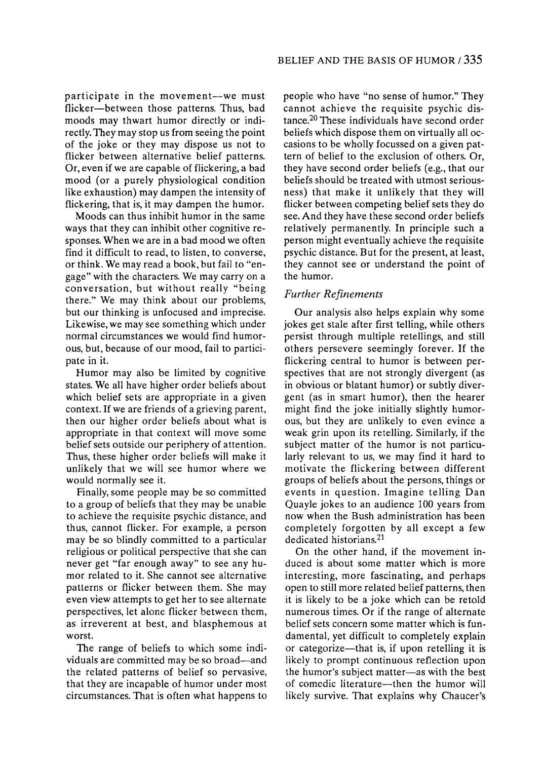participate in the movement—we must flicker—between those patterns. Thus, bad moods may thwart humor directly or indirectly. They may stop us from seeing the point of the joke or they may dispose us not to flicker between alternative belief patterns. Or, even if we are capable of flickering, a bad mood (or a purely physiological condition like exhaustion) may dampen the intensity of flickering, that is, it may dampen the humor.

Moods can thus inhibit humor in the same ways that they can inhibit other cognitive responses. When we are in a bad mood we often find it difficult to read, to listen, to converse, or think. We may read a book, but fail to "engage" with the characters. We may carry on a conversation, but without really "being there." We may think about our problems, but our thinking is unfocused and imprecise. Likewise, we may see something which under normal circumstances we would find humorous, but, because of our mood, fail to participate in it.

Humor may also be limited by cognitive states. We all have higher order beliefs about which belief sets are appropriate in a given context. If we are friends of a grieving parent, then our higher order beliefs about what is appropriate in that context will move some belief sets outside our periphery of attention. Thus, these higher order beliefs will make it unlikely that we will see humor where we would normally see it.

Finally, some people may be so committed to a group of beliefs that they may be unable to achieve the requisite psychic distance, and thus, cannot flicker. For example, a person may be so blindly committed to a particular religious or political perspective that she can never get "far enough away" to see any humor related to it. She cannot see alternative patterns or flicker between them. She may even view attempts to get her to see alternate perspectives, let alone flicker between them, as irreverent at best, and blasphemous at worst.

The range of beliefs to which some individuals are committed may be so broad—and the related patterns of belief so pervasive, that they are incapable of humor under most circumstances. That is often what happens to people who have "no sense of humor." They cannot achieve the requisite psychic distance.[20] These individuals have second order beliefs which dispose them on virtually all occasions to be wholly focussed on a given pattern of belief to the exclusion of others. Or, they have second order beliefs (e.g., that our beliefs should be treated with utmost seriousness) that make it unlikely that they will flicker between competing belief sets they do see. And they have these second order beliefs relatively permanently. In principle such a person might eventually achieve the requisite psychic distance. But for the present, at least, they cannot see or understand the point of the humor.

### *Further Refinements*

Our analysis also helps explain why some jokes get stale after first telling, while others persist through multiple retellings, and still others persevere seemingly forever. If the flickering central to humor is between perspectives that are not strongly divergent (as in obvious or blatant humor) or subtly divergent (as in smart humor), then the hearer might find the joke initially slightly humorous, but they are unlikely to even evince a weak grin upon its retelling. Similarly, if the subject matter of the humor is not particularly relevant to us, we may find it hard to motivate the flickering between different groups of beliefs about the persons, things or events in question. Imagine telling Dan Quayle jokes to an audience 100 years from now when the Bush administration has been completely forgotten by all except a few dedicated historians.[21]

On the other hand, if the movement induced is about some matter which is more interesting, more fascinating, and perhaps open to still more related belief patterns, then it is likely to be a joke which can be retold numerous times. Or if the range of alternate belief sets concern some matter which is fundamental, yet difficult to completely explain or categorize—that is, if upon retelling it is likely to prompt continuous reflection upon the humor's subject matter—as with the best of comedic literature—then the humor will likely survive. That explains why Chaucer's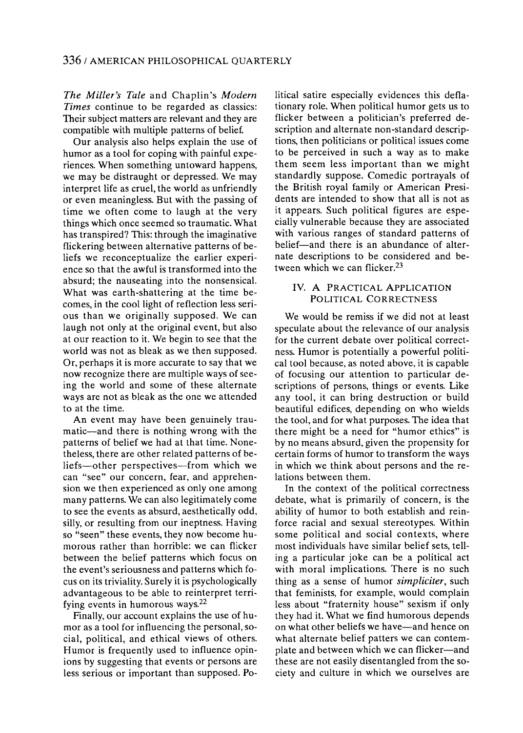*The Miller's Tale* and Chaplin's *Modern Times* continue to be regarded as classics: Their subject matters are relevant and they are compatible with multiple patterns of belief.

Our analysis also helps explain the use of humor as a tool for coping with painful experiences. When something untoward happens, we may be distraught or depressed. We may interpret life as cruel, the world as unfriendly or even meaningless. But with the passing of time we often come to laugh at the very things which once seemed so traumatic. What has transpired? This: through the imaginative flickering between alternative patterns of beliefs we reconceptualize the earlier experience so that the awful is transformed into the absurd; the nauseating into the nonsensical. What was earth-shattering at the time becomes, in the cool light of reflection less serious than we originally supposed. We can laugh not only at the original event, but also at our reaction to it. We begin to see that the world was not as bleak as we then supposed. Or, perhaps it is more accurate to say that we now recognize there are multiple ways of seeing the world and some of these alternate ways are not as bleak as the one we attended to at the time.

An event may have been genuinely traumatic—and there is nothing wrong with the patterns of belief we had at that time. Nonetheless, there are other related patterns of beliefs—other perspectives—from which we can "see" our concern, fear, and apprehension we then experienced as only one among many patterns. We can also legitimately come to see the events as absurd, aesthetically odd, silly, or resulting from our ineptness. Having so "seen" these events, they now become humorous rather than horrible: we can flicker between the belief patterns which focus on the event's seriousness and patterns which focus on its triviality. Surely it is psychologically advantageous to be able to reinterpret terrifying events in humorous ways.[22]

Finally, our account explains the use of humor as a tool for influencing the personal, social, political, and ethical views of others. Humor is frequently used to influence opinions by suggesting that events or persons are less serious or important than supposed. Political satire especially evidences this deflationary role. When political humor gets us to flicker between a politician's preferred description and alternate non-standard descriptions, then politicians or political issues come to be perceived in such a way as to make them seem less important than we might standardly suppose. Comedic portrayals of the British royal family or American Presidents are intended to show that all is not as it appears. Such political figures are especially vulnerable because they are associated with various ranges of standard patterns of belief—and there is an abundance of alternate descriptions to be considered and between which we can flicker.[23]

## IV. A Practical Application Political Correctness

We would be remiss if we did not at least speculate about the relevance of our analysis for the current debate over political correctness. Humor is potentially a powerful political tool because, as noted above, it is capable of focusing our attention to particular descriptions of persons, things or events. Like any tool, it can bring destruction or build beautiful edifices, depending on who wields the tool, and for what purposes. The idea that there might be a need for "humor ethics" is by no means absurd, given the propensity for certain forms of humor to transform the ways in which we think about persons and the relations between them.

In the context of the political correctness debate, what is primarily of concern, is the ability of humor to both establish and reinforce racial and sexual stereotypes. Within some political and social contexts, where most individuals have similar belief sets, telling a particular joke can be a political act with moral implications. There is no such thing as a sense of humor *simpliciter*, such that feminists, for example, would complain less about "fraternity house" sexism if only they had it. What we find humorous depends on what other beliefs we have—and hence on what alternate belief patters we can contemplate and between which we can flicker—and these are not easily disentangled from the society and culture in which we ourselves are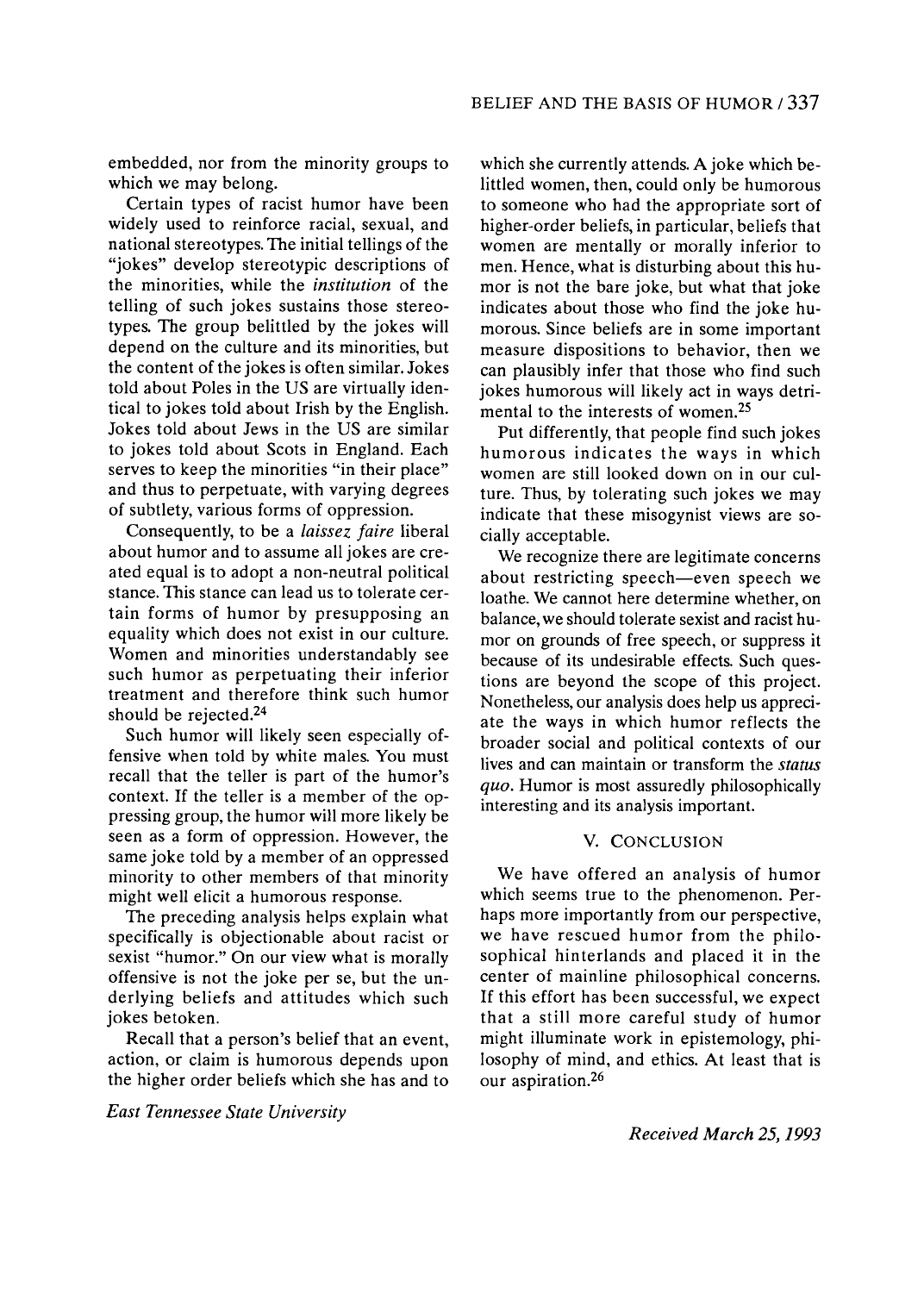embedded, nor from the minority groups to which we may belong.

Certain types of racist humor have been widely used to reinforce racial, sexual, and national stereotypes. The initial tellings of the "jokes" develop stereotypic descriptions of the minorities, while the *institution* of the telling of such jokes sustains those stereotypes. The group belittled by the jokes will depend on the culture and its minorities, but the content of the jokes is often similar. Jokes told about Poles in the US are virtually identical to jokes told about Irish by the English. Jokes told about Jews in the US are similar to jokes told about Scots in England. Each serves to keep the minorities "in their place" and thus to perpetuate, with varying degrees of subtlety, various forms of oppression.

Consequently, to be a *laissez faire* liberal about humor and to assume all jokes are created equal is to adopt a non-neutral political stance. This stance can lead us to tolerate certain forms of humor by presupposing an equality which does not exist in our culture. Women and minorities understandably see such humor as perpetuating their inferior treatment and therefore think such humor should be rejected.[24]

Such humor will likely seen especially offensive when told by white males. You must recall that the teller is part of the humor's context. If the teller is a member of the oppressing group, the humor will more likely be seen as a form of oppression. However, the same joke told by a member of an oppressed minority to other members of that minority might well elicit a humorous response.

The preceding analysis helps explain what specifically is objectionable about racist or sexist "humor." On our view what is morally offensive is not the joke per se, but the underlying beliefs and attitudes which such jokes betoken.

Recall that a person's belief that an event, action, or claim is humorous depends upon the higher order beliefs which she has and to which she currently attends. A joke which belittled women, then, could only be humorous to someone who had the appropriate sort of higher-order beliefs, in particular, beliefs that women are mentally or morally inferior to men. Hence, what is disturbing about this humor is not the bare joke, but what that joke indicates about those who find the joke humorous. Since beliefs are in some important measure dispositions to behavior, then we can plausibly infer that those who find such jokes humorous will likely act in ways detrimental to the interests of women.[25]

Put differently, that people find such jokes humorous indicates the ways in which women are still looked down on in our culture. Thus, by tolerating such jokes we may indicate that these misogynist views are socially acceptable.

We recognize there are legitimate concerns about restricting speech—even speech we loathe. We cannot here determine whether, on balance, we should tolerate sexist and racist humor on grounds of free speech, or suppress it because of its undesirable effects. Such questions are beyond the scope of this project. Nonetheless, our analysis does help us appreciate the ways in which humor reflects the broader social and political contexts of our lives and can maintain or transform the *status quo*. Humor is most assuredly philosophically interesting and its analysis important.

## V. Conclusion

We have offered an analysis of humor which seems true to the phenomenon. Perhaps more importantly from our perspective, we have rescued humor from the philosophical hinterlands and placed it in the center of mainline philosophical concerns. If this effort has been successful, we expect that a still more careful study of humor might illuminate work in epistemology, philosophy of mind, and ethics. At least that is our aspiration.[26]

*East Tennessee State University*

*Received March 25, 1993*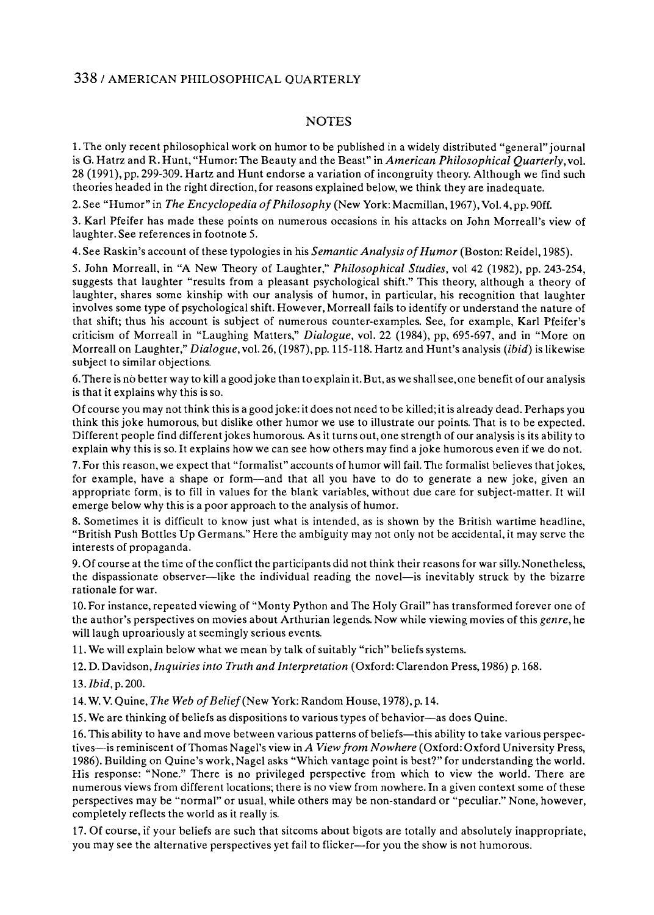## NOTES

1. The only recent philosophical work on humor to be published in a widely distributed "general" journal is G. Hatrz and R. Hunt, "Humor: The Beauty and the Beast" in *American Philosophical Quarterly*, vol. 28 (1991), pp. 299-309. Hartz and Hunt endorse a variation of incongruity theory. Although we find such theories headed in the right direction, for reasons explained below, we think they are inadequate.

2. See "Humor" in *The Encyclopedia of Philosophy* (New York: Macmillan, 1967), Vol. 4, pp. 90ff.

3. Karl Pfeifer has made these points on numerous occasions in his attacks on John Morreall's view of laughter. See references in footnote 5.

4. See Raskin's account of these typologies in his *Semantic Analysis of Humor* (Boston: Reidel, 1985).

5. John Morreall, in "A New Theory of Laughter," *Philosophical Studies*, vol 42 (1982), pp. 243-254, suggests that laughter "results from a pleasant psychological shift." This theory, although a theory of laughter, shares some kinship with our analysis of humor, in particular, his recognition that laughter involves some type of psychological shift. However, Morreall fails to identify or understand the nature of that shift; thus his account is subject of numerous counter-examples. See, for example, Karl Pfeifer's criticism of Morreall in "Laughing Matters," *Dialogue*, vol. 22 (1984), pp, 695-697, and in "More on Morreall on Laughter," *Dialogue*, vol. 26, (1987), pp. 115-118. Hartz and Hunt's analysis (*ibid*) is likewise subject to similar objections.

6. There is no better way to kill a good joke than to explain it. But, as we shall see, one benefit of our analysis is that it explains why this is so.

Of course you may not think this is a good joke: it does not need to be killed; it is already dead. Perhaps you think this joke humorous, but dislike other humor we use to illustrate our points. That is to be expected. Different people find different jokes humorous. As it turns out, one strength of our analysis is its ability to explain why this is so. It explains how we can see how others may find a joke humorous even if we do not.

7. For this reason, we expect that "formalist" accounts of humor will fail. The formalist believes that jokes, for example, have a shape or form—and that all you have to do to generate a new joke, given an appropriate form, is to fill in values for the blank variables, without due care for subject-matter. It will emerge below why this is a poor approach to the analysis of humor.

8. Sometimes it is difficult to know just what is intended, as is shown by the British wartime headline, "British Push Bottles Up Germans." Here the ambiguity may not only not be accidental, it may serve the interests of propaganda.

9. Of course at the time of the conflict the participants did not think their reasons for war silly. Nonetheless, the dispassionate observer—like the individual reading the novel—is inevitably struck by the bizarre rationale for war.

10. For instance, repeated viewing of "Monty Python and The Holy Grail" has transformed forever one of the author's perspectives on movies about Arthurian legends. Now while viewing movies of this *genre*, he will laugh uproariously at seemingly serious events.

11. We will explain below what we mean by talk of suitably "rich" beliefs systems.

12. D. Davidson, *Inquiries into Truth and Interpretation* (Oxford: Clarendon Press, 1986) p. 168.

13. *Ibid*, p. 200.

14. W. V. Quine, *The Web of Belief* (New York: Random House, 1978), p. 14.

15. We are thinking of beliefs as dispositions to various types of behavior—as does Quine.

16. This ability to have and move between various patterns of beliefs—this ability to take various perspectives—is reminiscent of Thomas Nagel's view in *A View from Nowhere* (Oxford: Oxford University Press, 1986). Building on Quine's work, Nagel asks "Which vantage point is best?" for understanding the world. His response: "None." There is no privileged perspective from which to view the world. There are numerous views from different locations; there is no view from nowhere. In a given context some of these perspectives may be "normal" or usual, while others may be non-standard or "peculiar." None, however, completely reflects the world as it really is.

17. Of course, if your beliefs are such that sitcoms about bigots are totally and absolutely inappropriate, you may see the alternative perspectives yet fail to flicker—for you the show is not humorous.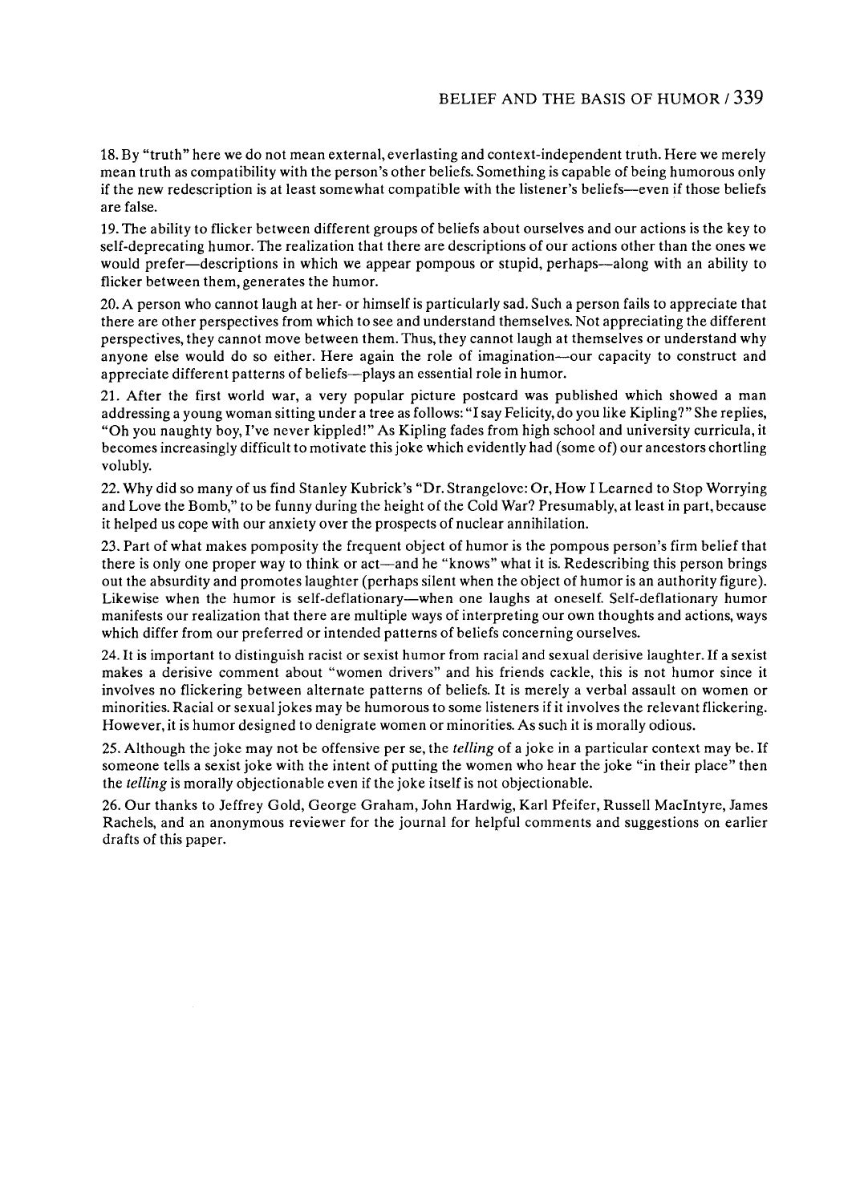18. By "truth" here we do not mean external, everlasting and context-independent truth. Here we merely mean truth as compatibility with the person's other beliefs. Something is capable of being humorous only if the new redescription is at least somewhat compatible with the listener's beliefs—even if those beliefs are false.

19. The ability to flicker between different groups of beliefs about ourselves and our actions is the key to self-deprecating humor. The realization that there are descriptions of our actions other than the ones we would prefer—descriptions in which we appear pompous or stupid, perhaps—along with an ability to flicker between them, generates the humor.

20. A person who cannot laugh at her- or himself is particularly sad. Such a person fails to appreciate that there are other perspectives from which to see and understand themselves. Not appreciating the different perspectives, they cannot move between them. Thus, they cannot laugh at themselves or understand why anyone else would do so either. Here again the role of imagination—our capacity to construct and appreciate different patterns of beliefs—plays an essential role in humor.

21. After the first world war, a very popular picture postcard was published which showed a man addressing a young woman sitting under a tree as follows: "I say Felicity, do you like Kipling?" She replies, "Oh you naughty boy, I've never kippled!" As Kipling fades from high school and university curricula, it becomes increasingly difficult to motivate this joke which evidently had (some of) our ancestors chortling volubly.

22. Why did so many of us find Stanley Kubrick's "Dr. Strangelove: Or, How I Learned to Stop Worrying and Love the Bomb," to be funny during the height of the Cold War? Presumably, at least in part, because it helped us cope with our anxiety over the prospects of nuclear annihilation.

23. Part of what makes pomposity the frequent object of humor is the pompous person's firm belief that there is only one proper way to think or act—and he "knows" what it is. Redescribing this person brings out the absurdity and promotes laughter (perhaps silent when the object of humor is an authority figure). Likewise when the humor is self-deflationary—when one laughs at oneself. Self-deflationary humor manifests our realization that there are multiple ways of interpreting our own thoughts and actions, ways which differ from our preferred or intended patterns of beliefs concerning ourselves.

24. It is important to distinguish racist or sexist humor from racial and sexual derisive laughter. If a sexist makes a derisive comment about "women drivers" and his friends cackle, this is not humor since it involves no flickering between alternate patterns of beliefs. It is merely a verbal assault on women or minorities. Racial or sexual jokes may be humorous to some listeners if it involves the relevant flickering. However, it is humor designed to denigrate women or minorities. As such it is morally odious.

25. Although the joke may not be offensive per se, the *telling* of a joke in a particular context may be. If someone tells a sexist joke with the intent of putting the women who hear the joke "in their place" then the *telling* is morally objectionable even if the joke itself is not objectionable.

26. Our thanks to Jeffrey Gold, George Graham, John Hardwig, Karl Pfeifer, Russell MacIntyre, James Rachels, and an anonymous reviewer for the journal for helpful comments and suggestions on earlier drafts of this paper.